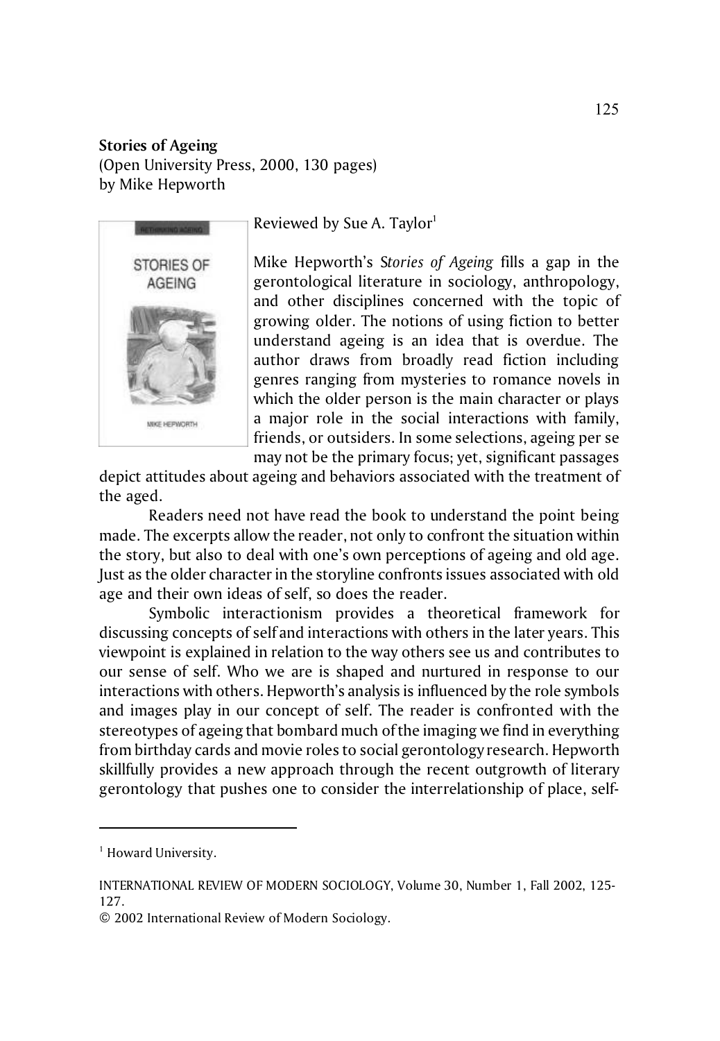**Stories of Ageing**
(Open University Press, 2000, 130 pages)
by Mike Hepworth

Reviewed by Sue A. Taylor[1]

Mike Hepworth's *Stories of Ageing* fills a gap in the gerontological literature in sociology, anthropology, and other disciplines concerned with the topic of growing older. The notions of using fiction to better understand ageing is an idea that is overdue. The author draws from broadly read fiction including genres ranging from mysteries to romance novels in which the older person is the main character or plays a major role in the social interactions with family, friends, or outsiders. In some selections, ageing per se may not be the primary focus; yet, significant passages depict attitudes about ageing and behaviors associated with the treatment of the aged.

Readers need not have read the book to understand the point being made. The excerpts allow the reader, not only to confront the situation within the story, but also to deal with one's own perceptions of ageing and old age. Just as the older character in the storyline confronts issues associated with old age and their own ideas of self, so does the reader.

Symbolic interactionism provides a theoretical framework for discussing concepts of self and interactions with others in the later years. This viewpoint is explained in relation to the way others see us and contributes to our sense of self. Who we are is shaped and nurtured in response to our interactions with others. Hepworth's analysis is influenced by the role symbols and images play in our concept of self. The reader is confronted with the stereotypes of ageing that bombard much of the imaging we find in everything from birthday cards and movie roles to social gerontology research. Hepworth skillfully provides a new approach through the recent outgrowth of literary gerontology that pushes one to consider the interrelationship of place, self-

[1] Howard University.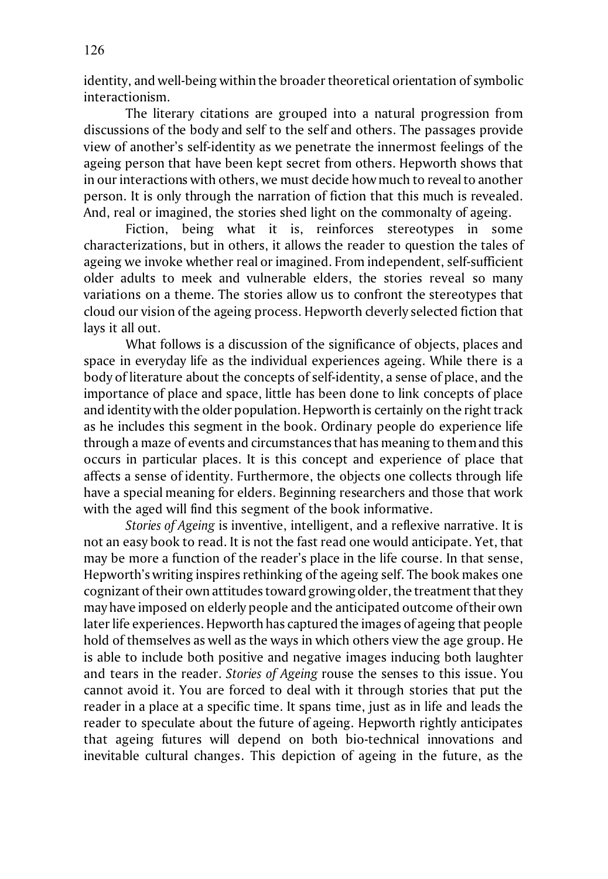identity, and well-being within the broader theoretical orientation of symbolic interactionism.

The literary citations are grouped into a natural progression from discussions of the body and self to the self and others. The passages provide view of another's self-identity as we penetrate the innermost feelings of the ageing person that have been kept secret from others. Hepworth shows that in our interactions with others, we must decide how much to reveal to another person. It is only through the narration of fiction that this much is revealed. And, real or imagined, the stories shed light on the commonalty of ageing.

Fiction, being what it is, reinforces stereotypes in some characterizations, but in others, it allows the reader to question the tales of ageing we invoke whether real or imagined. From independent, self-sufficient older adults to meek and vulnerable elders, the stories reveal so many variations on a theme. The stories allow us to confront the stereotypes that cloud our vision of the ageing process. Hepworth cleverly selected fiction that lays it all out.

What follows is a discussion of the significance of objects, places and space in everyday life as the individual experiences ageing. While there is a body of literature about the concepts of self-identity, a sense of place, and the importance of place and space, little has been done to link concepts of place and identity with the older population. Hepworth is certainly on the right track as he includes this segment in the book. Ordinary people do experience life through a maze of events and circumstances that has meaning to them and this occurs in particular places. It is this concept and experience of place that affects a sense of identity. Furthermore, the objects one collects through life have a special meaning for elders. Beginning researchers and those that work with the aged will find this segment of the book informative.

*Stories of Ageing* is inventive, intelligent, and a reflexive narrative. It is not an easy book to read. It is not the fast read one would anticipate. Yet, that may be more a function of the reader's place in the life course. In that sense, Hepworth's writing inspires rethinking of the ageing self. The book makes one cognizant of their own attitudes toward growing older, the treatment that they may have imposed on elderly people and the anticipated outcome of their own later life experiences. Hepworth has captured the images of ageing that people hold of themselves as well as the ways in which others view the age group. He is able to include both positive and negative images inducing both laughter and tears in the reader. *Stories of Ageing* rouse the senses to this issue. You cannot avoid it. You are forced to deal with it through stories that put the reader in a place at a specific time. It spans time, just as in life and leads the reader to speculate about the future of ageing. Hepworth rightly anticipates that ageing futures will depend on both bio-technical innovations and inevitable cultural changes. This depiction of ageing in the future, as the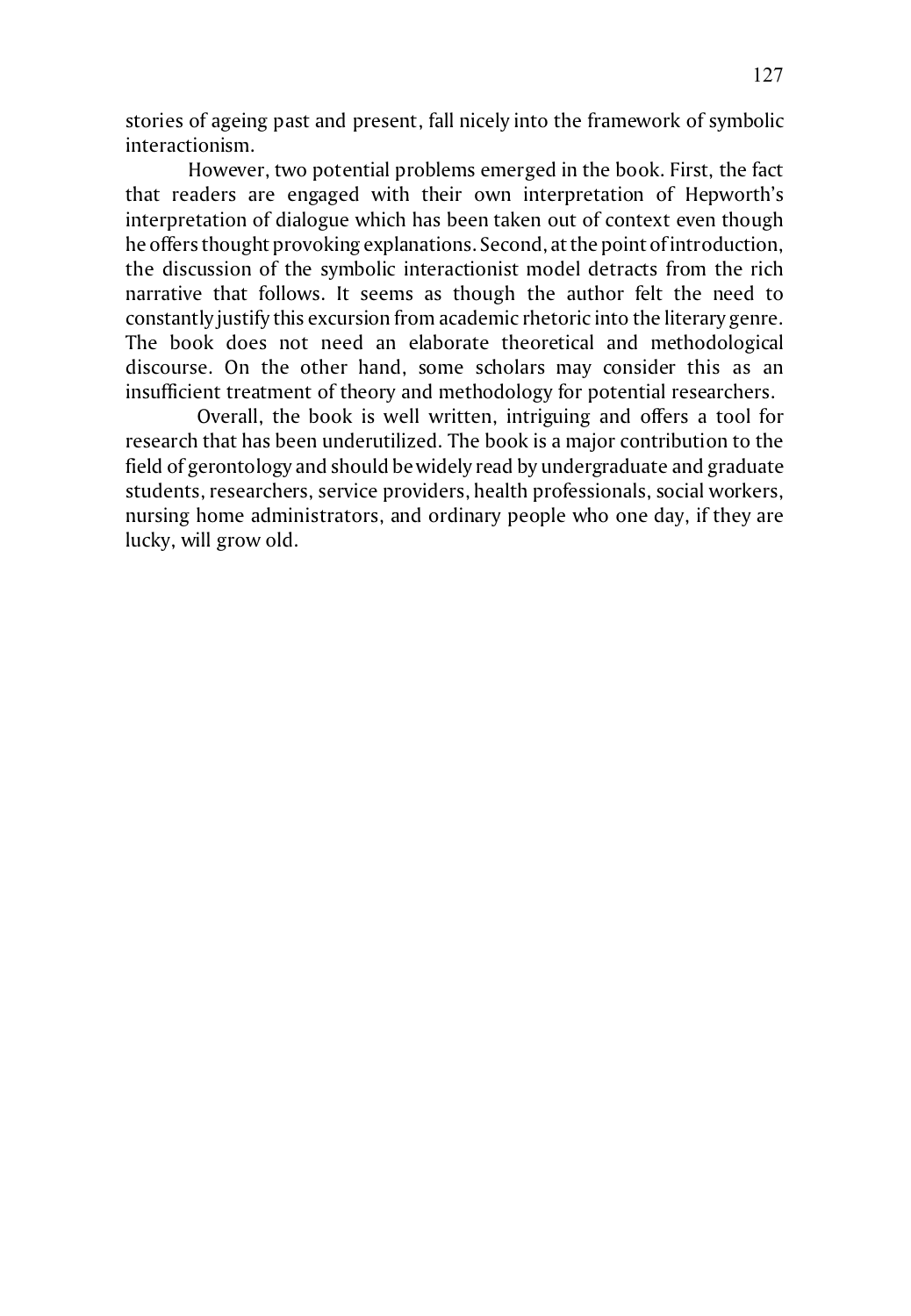stories of ageing past and present, fall nicely into the framework of symbolic interactionism.

However, two potential problems emerged in the book. First, the fact that readers are engaged with their own interpretation of Hepworth's interpretation of dialogue which has been taken out of context even though he offers thought provoking explanations. Second, at the point of introduction, the discussion of the symbolic interactionist model detracts from the rich narrative that follows. It seems as though the author felt the need to constantly justify this excursion from academic rhetoric into the literary genre. The book does not need an elaborate theoretical and methodological discourse. On the other hand, some scholars may consider this as an insufficient treatment of theory and methodology for potential researchers.

Overall, the book is well written, intriguing and offers a tool for research that has been underutilized. The book is a major contribution to the field of gerontology and should be widely read by undergraduate and graduate students, researchers, service providers, health professionals, social workers, nursing home administrators, and ordinary people who one day, if they are lucky, will grow old.